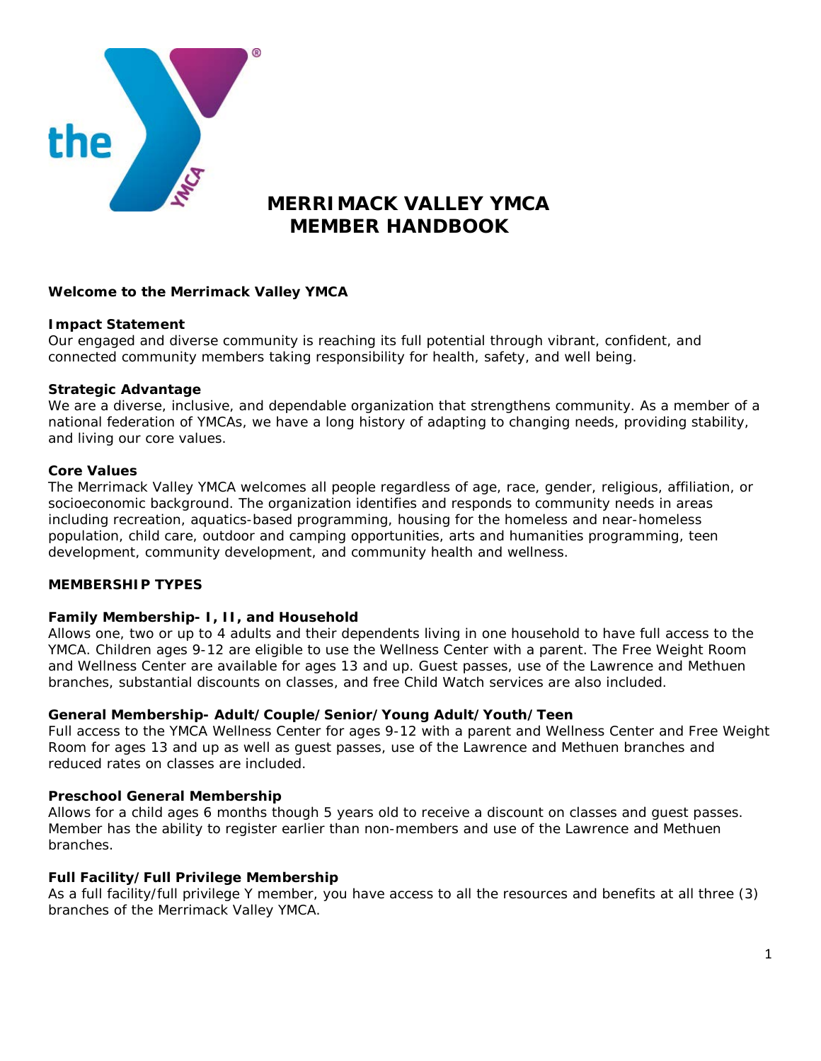# MERRIMACK VALLEY YMCA MEMBER HANDBOOK

**Welcome to the Merrimack Valley YMCA**

**Impact Statement**
Our engaged and diverse community is reaching its full potential through vibrant, confident, and connected community members taking responsibility for health, safety, and well being.

**Strategic Advantage**
We are a diverse, inclusive, and dependable organization that strengthens community. As a member of a national federation of YMCAs, we have a long history of adapting to changing needs, providing stability, and living our core values.

**Core Values**
The Merrimack Valley YMCA welcomes all people regardless of age, race, gender, religious, affiliation, or socioeconomic background. The organization identifies and responds to community needs in areas including recreation, aquatics-based programming, housing for the homeless and near-homeless population, child care, outdoor and camping opportunities, arts and humanities programming, teen development, community development, and community health and wellness.

## MEMBERSHIP TYPES

**Family Membership- I, II, and Household**
Allows one, two or up to 4 adults and their dependents living in one household to have full access to the YMCA. Children ages 9-12 are eligible to use the Wellness Center with a parent. The Free Weight Room and Wellness Center are available for ages 13 and up. Guest passes, use of the Lawrence and Methuen branches, substantial discounts on classes, and free Child Watch services are also included.

**General Membership- Adult/Couple/Senior/Young Adult/Youth/Teen**
Full access to the YMCA Wellness Center for ages 9-12 with a parent and Wellness Center and Free Weight Room for ages 13 and up as well as guest passes, use of the Lawrence and Methuen branches and reduced rates on classes are included.

**Preschool General Membership**
Allows for a child ages 6 months though 5 years old to receive a discount on classes and guest passes. Member has the ability to register earlier than non-members and use of the Lawrence and Methuen branches.

**Full Facility/Full Privilege Membership**
As a full facility/full privilege Y member, you have access to all the resources and benefits at all three (3) branches of the Merrimack Valley YMCA.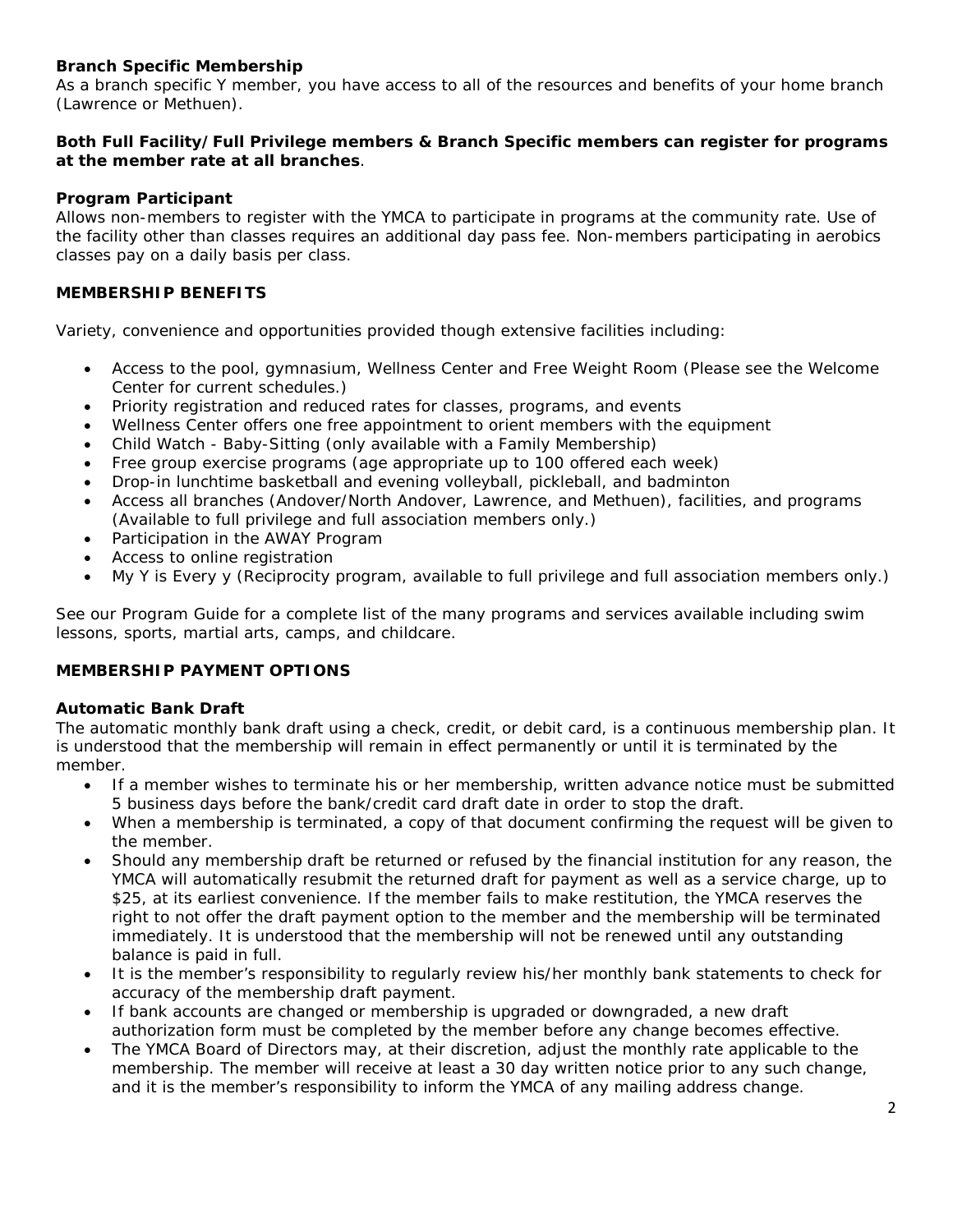**Branch Specific Membership**
As a branch specific Y member, you have access to all of the resources and benefits of your home branch (Lawrence or Methuen).

**Both Full Facility/Full Privilege members & Branch Specific members can register for programs at the member rate at all branches**.

**Program Participant**
Allows non-members to register with the YMCA to participate in programs at the community rate. Use of the facility other than classes requires an additional day pass fee. Non-members participating in aerobics classes pay on a daily basis per class.

## MEMBERSHIP BENEFITS

Variety, convenience and opportunities provided though extensive facilities including:

- Access to the pool, gymnasium, Wellness Center and Free Weight Room (Please see the Welcome Center for current schedules.)
- Priority registration and reduced rates for classes, programs, and events
- Wellness Center offers one free appointment to orient members with the equipment
- Child Watch - Baby-Sitting (only available with a Family Membership)
- Free group exercise programs (age appropriate up to 100 offered each week)
- Drop-in lunchtime basketball and evening volleyball, pickleball, and badminton
- Access all branches (Andover/North Andover, Lawrence, and Methuen), facilities, and programs (Available to full privilege and full association members only.)
- Participation in the AWAY Program
- Access to online registration
- My Y is Every y (Reciprocity program, available to full privilege and full association members only.)

See our Program Guide for a complete list of the many programs and services available including swim lessons, sports, martial arts, camps, and childcare.

## MEMBERSHIP PAYMENT OPTIONS

**Automatic Bank Draft**
The automatic monthly bank draft using a check, credit, or debit card, is a continuous membership plan. It is understood that the membership will remain in effect permanently or until it is terminated by the member.

- If a member wishes to terminate his or her membership, written advance notice must be submitted 5 business days before the bank/credit card draft date in order to stop the draft.
- When a membership is terminated, a copy of that document confirming the request will be given to the member.
- Should any membership draft be returned or refused by the financial institution for any reason, the YMCA will automatically resubmit the returned draft for payment as well as a service charge, up to $25, at its earliest convenience. If the member fails to make restitution, the YMCA reserves the right to not offer the draft payment option to the member and the membership will be terminated immediately. It is understood that the membership will not be renewed until any outstanding balance is paid in full.
- It is the member's responsibility to regularly review his/her monthly bank statements to check for accuracy of the membership draft payment.
- If bank accounts are changed or membership is upgraded or downgraded, a new draft authorization form must be completed by the member before any change becomes effective.
- The YMCA Board of Directors may, at their discretion, adjust the monthly rate applicable to the membership. The member will receive at least a 30 day written notice prior to any such change, and it is the member's responsibility to inform the YMCA of any mailing address change.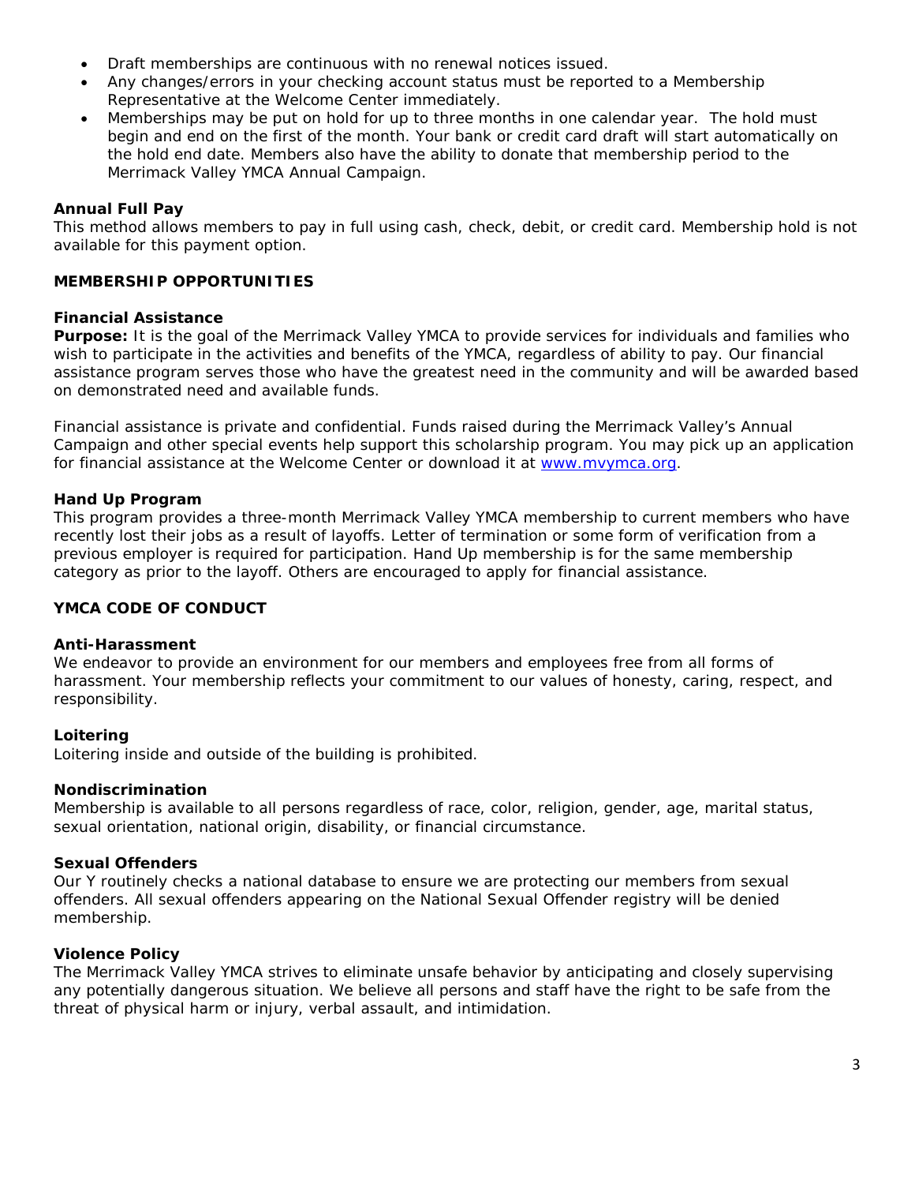- Draft memberships are continuous with no renewal notices issued.
- Any changes/errors in your checking account status must be reported to a Membership Representative at the Welcome Center immediately.
- Memberships may be put on hold for up to three months in one calendar year. The hold must begin and end on the first of the month. Your bank or credit card draft will start automatically on the hold end date. Members also have the ability to donate that membership period to the Merrimack Valley YMCA Annual Campaign.

**Annual Full Pay**
This method allows members to pay in full using cash, check, debit, or credit card. Membership hold is not available for this payment option.

## MEMBERSHIP OPPORTUNITIES

**Financial Assistance**
**Purpose:** It is the goal of the Merrimack Valley YMCA to provide services for individuals and families who wish to participate in the activities and benefits of the YMCA, regardless of ability to pay. Our financial assistance program serves those who have the greatest need in the community and will be awarded based on demonstrated need and available funds.

Financial assistance is private and confidential. Funds raised during the Merrimack Valley's Annual Campaign and other special events help support this scholarship program. You may pick up an application for financial assistance at the Welcome Center or download it at [www.mvymca.org](http://www.mvymca.org).

**Hand Up Program**
This program provides a three-month Merrimack Valley YMCA membership to current members who have recently lost their jobs as a result of layoffs. Letter of termination or some form of verification from a previous employer is required for participation. Hand Up membership is for the same membership category as prior to the layoff. Others are encouraged to apply for financial assistance.

## YMCA CODE OF CONDUCT

**Anti-Harassment**
We endeavor to provide an environment for our members and employees free from all forms of harassment. Your membership reflects your commitment to our values of honesty, caring, respect, and responsibility.

**Loitering**
Loitering inside and outside of the building is prohibited.

**Nondiscrimination**
Membership is available to all persons regardless of race, color, religion, gender, age, marital status, sexual orientation, national origin, disability, or financial circumstance.

**Sexual Offenders**
Our Y routinely checks a national database to ensure we are protecting our members from sexual offenders. All sexual offenders appearing on the National Sexual Offender registry will be denied membership.

**Violence Policy**
The Merrimack Valley YMCA strives to eliminate unsafe behavior by anticipating and closely supervising any potentially dangerous situation. We believe all persons and staff have the right to be safe from the threat of physical harm or injury, verbal assault, and intimidation.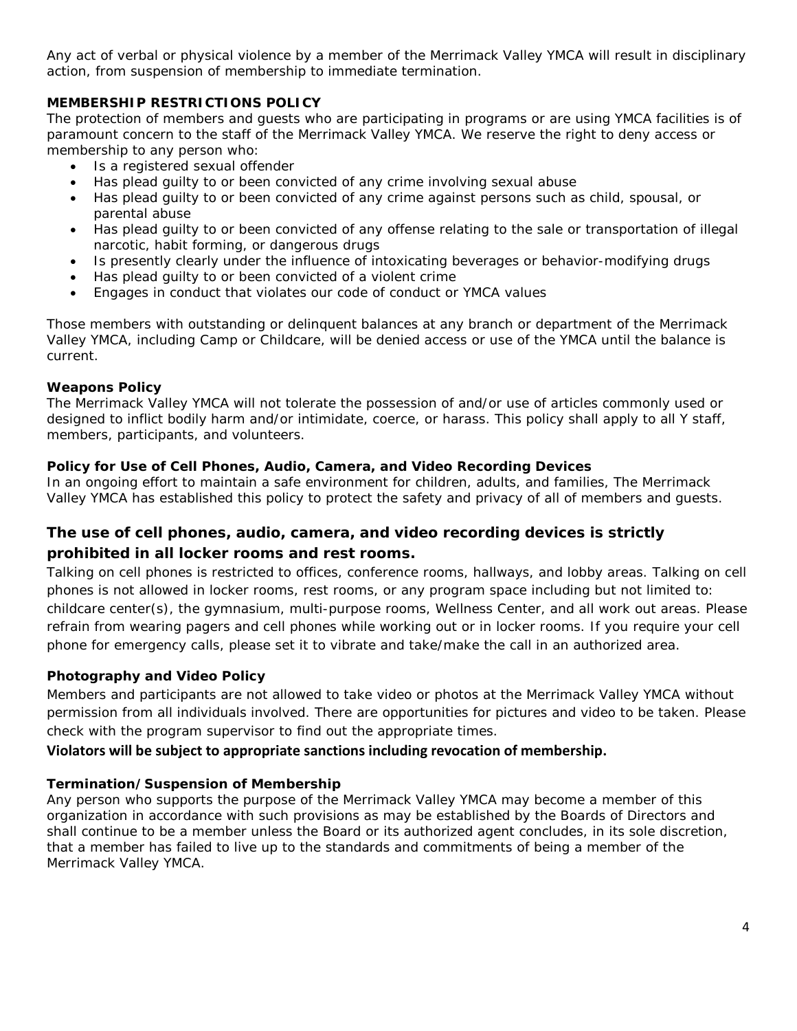Any act of verbal or physical violence by a member of the Merrimack Valley YMCA will result in disciplinary action, from suspension of membership to immediate termination.

**MEMBERSHIP RESTRICTIONS POLICY**

The protection of members and guests who are participating in programs or are using YMCA facilities is of paramount concern to the staff of the Merrimack Valley YMCA. We reserve the right to deny access or membership to any person who:

- Is a registered sexual offender
- Has plead guilty to or been convicted of any crime involving sexual abuse
- Has plead guilty to or been convicted of any crime against persons such as child, spousal, or parental abuse
- Has plead guilty to or been convicted of any offense relating to the sale or transportation of illegal narcotic, habit forming, or dangerous drugs
- Is presently clearly under the influence of intoxicating beverages or behavior-modifying drugs
- Has plead guilty to or been convicted of a violent crime
- Engages in conduct that violates our code of conduct or YMCA values

Those members with outstanding or delinquent balances at any branch or department of the Merrimack Valley YMCA, including Camp or Childcare, will be denied access or use of the YMCA until the balance is current.

**Weapons Policy**

The Merrimack Valley YMCA will not tolerate the possession of and/or use of articles commonly used or designed to inflict bodily harm and/or intimidate, coerce, or harass. This policy shall apply to all Y staff, members, participants, and volunteers.

**Policy for Use of Cell Phones, Audio, Camera, and Video Recording Devices**

In an ongoing effort to maintain a safe environment for children, adults, and families, The Merrimack Valley YMCA has established this policy to protect the safety and privacy of all of members and guests.

### The use of cell phones, audio, camera, and video recording devices is strictly prohibited in all locker rooms and rest rooms.

Talking on cell phones is restricted to offices, conference rooms, hallways, and lobby areas. Talking on cell phones is not allowed in locker rooms, rest rooms, or any program space including but not limited to: childcare center(s), the gymnasium, multi-purpose rooms, Wellness Center, and all work out areas. Please refrain from wearing pagers and cell phones while working out or in locker rooms. If you require your cell phone for emergency calls, please set it to vibrate and take/make the call in an authorized area.

**Photography and Video Policy**

Members and participants are not allowed to take video or photos at the Merrimack Valley YMCA without permission from all individuals involved. There are opportunities for pictures and video to be taken. Please check with the program supervisor to find out the appropriate times.

**Violators will be subject to appropriate sanctions including revocation of membership.**

**Termination/Suspension of Membership**

Any person who supports the purpose of the Merrimack Valley YMCA may become a member of this organization in accordance with such provisions as may be established by the Boards of Directors and shall continue to be a member unless the Board or its authorized agent concludes, in its sole discretion, that a member has failed to live up to the standards and commitments of being a member of the Merrimack Valley YMCA.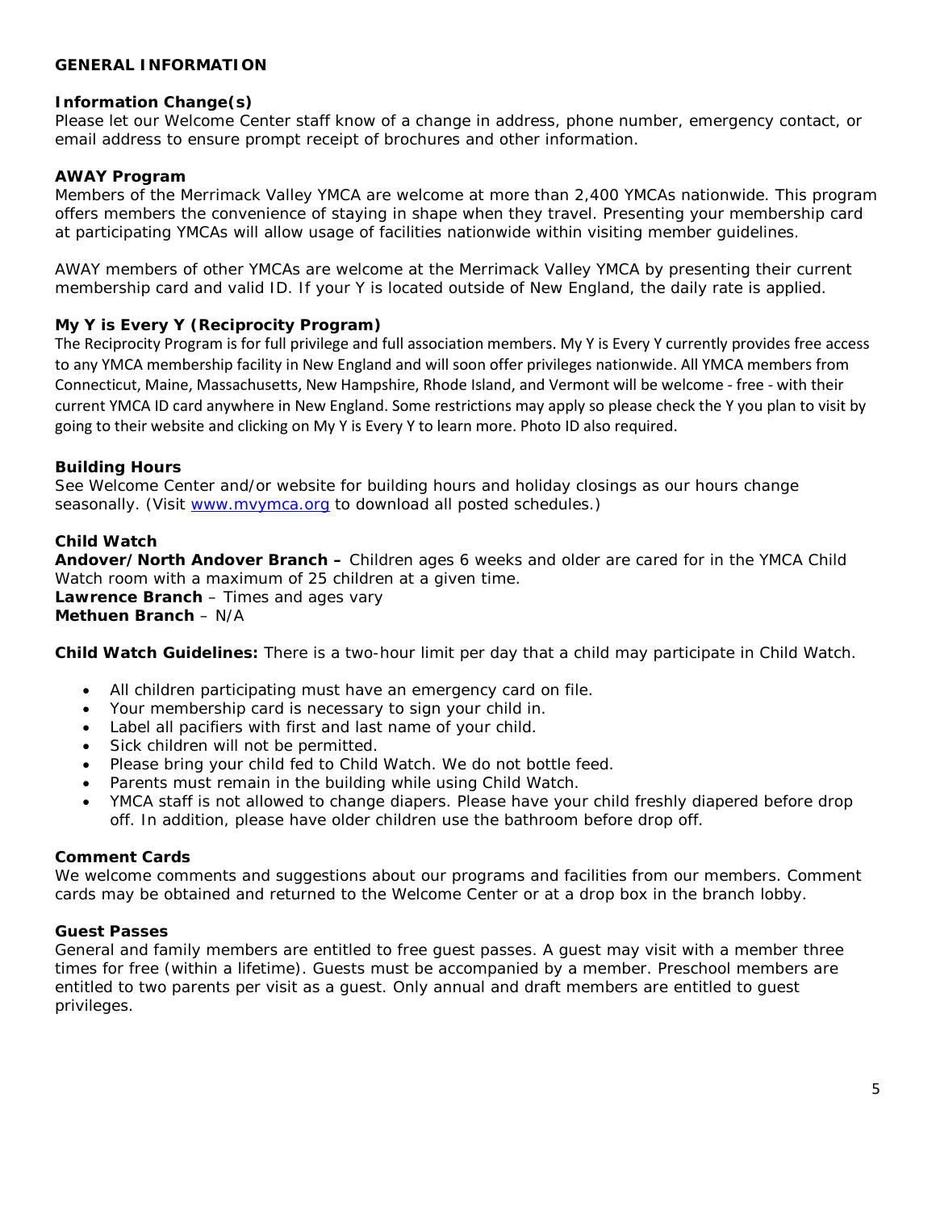## GENERAL INFORMATION

### Information Change(s)

Please let our Welcome Center staff know of a change in address, phone number, emergency contact, or email address to ensure prompt receipt of brochures and other information.

### AWAY Program

Members of the Merrimack Valley YMCA are welcome at more than 2,400 YMCAs nationwide. This program offers members the convenience of staying in shape when they travel. Presenting your membership card at participating YMCAs will allow usage of facilities nationwide within visiting member guidelines.

AWAY members of other YMCAs are welcome at the Merrimack Valley YMCA by presenting their current membership card and valid ID. If your Y is located outside of New England, the daily rate is applied.

### My Y is Every Y (Reciprocity Program)

The Reciprocity Program is for full privilege and full association members. My Y is Every Y currently provides free access to any YMCA membership facility in New England and will soon offer privileges nationwide. All YMCA members from Connecticut, Maine, Massachusetts, New Hampshire, Rhode Island, and Vermont will be welcome - free - with their current YMCA ID card anywhere in New England. Some restrictions may apply so please check the Y you plan to visit by going to their website and clicking on My Y is Every Y to learn more. Photo ID also required.

### Building Hours

See Welcome Center and/or website for building hours and holiday closings as our hours change seasonally. (Visit [www.mvymca.org](http://www.mvymca.org) to download all posted schedules.)

### Child Watch

**Andover/North Andover Branch –** Children ages 6 weeks and older are cared for in the YMCA Child Watch room with a maximum of 25 children at a given time.
**Lawrence Branch** – Times and ages vary
**Methuen Branch** – N/A

**Child Watch Guidelines:** There is a two-hour limit per day that a child may participate in Child Watch.

- All children participating must have an emergency card on file.
- Your membership card is necessary to sign your child in.
- Label all pacifiers with first and last name of your child.
- Sick children will not be permitted.
- Please bring your child fed to Child Watch. We do not bottle feed.
- Parents must remain in the building while using Child Watch.
- YMCA staff is not allowed to change diapers. Please have your child freshly diapered before drop off. In addition, please have older children use the bathroom before drop off.

### Comment Cards

We welcome comments and suggestions about our programs and facilities from our members. Comment cards may be obtained and returned to the Welcome Center or at a drop box in the branch lobby.

### Guest Passes

General and family members are entitled to free guest passes. A guest may visit with a member three times for free (within a lifetime). Guests must be accompanied by a member. Preschool members are entitled to two parents per visit as a guest. Only annual and draft members are entitled to guest privileges.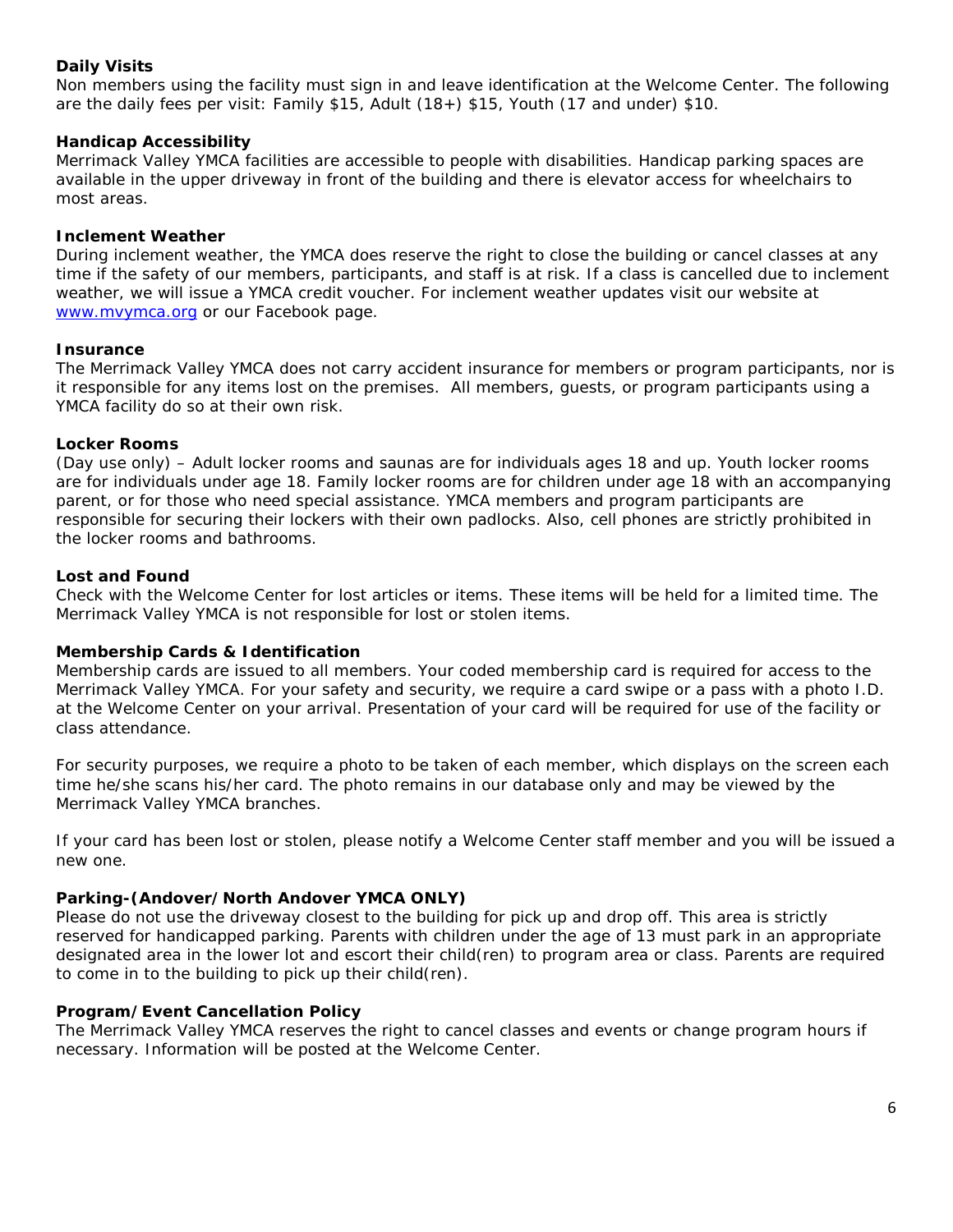**Daily Visits**
Non members using the facility must sign in and leave identification at the Welcome Center. The following are the daily fees per visit: Family $15, Adult (18+) $15, Youth (17 and under) $10.

**Handicap Accessibility**
Merrimack Valley YMCA facilities are accessible to people with disabilities. Handicap parking spaces are available in the upper driveway in front of the building and there is elevator access for wheelchairs to most areas.

**Inclement Weather**
During inclement weather, the YMCA does reserve the right to close the building or cancel classes at any time if the safety of our members, participants, and staff is at risk. If a class is cancelled due to inclement weather, we will issue a YMCA credit voucher. For inclement weather updates visit our website at [www.mvymca.org](http://www.mvymca.org) or our Facebook page.

**Insurance**
The Merrimack Valley YMCA does not carry accident insurance for members or program participants, nor is it responsible for any items lost on the premises. All members, guests, or program participants using a YMCA facility do so at their own risk.

**Locker Rooms**
(Day use only) – Adult locker rooms and saunas are for individuals ages 18 and up. Youth locker rooms are for individuals under age 18. Family locker rooms are for children under age 18 with an accompanying parent, or for those who need special assistance. YMCA members and program participants are responsible for securing their lockers with their own padlocks. Also, cell phones are strictly prohibited in the locker rooms and bathrooms.

**Lost and Found**
Check with the Welcome Center for lost articles or items. These items will be held for a limited time. The Merrimack Valley YMCA is not responsible for lost or stolen items.

**Membership Cards & Identification**
Membership cards are issued to all members. Your coded membership card is required for access to the Merrimack Valley YMCA. For your safety and security, we require a card swipe or a pass with a photo I.D. at the Welcome Center on your arrival. Presentation of your card will be required for use of the facility or class attendance.

For security purposes, we require a photo to be taken of each member, which displays on the screen each time he/she scans his/her card. The photo remains in our database only and may be viewed by the Merrimack Valley YMCA branches.

If your card has been lost or stolen, please notify a Welcome Center staff member and you will be issued a new one.

**Parking-(Andover/North Andover YMCA ONLY)**
Please do not use the driveway closest to the building for pick up and drop off. This area is strictly reserved for handicapped parking. Parents with children under the age of 13 must park in an appropriate designated area in the lower lot and escort their child(ren) to program area or class. Parents are required to come in to the building to pick up their child(ren).

**Program/Event Cancellation Policy**
The Merrimack Valley YMCA reserves the right to cancel classes and events or change program hours if necessary. Information will be posted at the Welcome Center.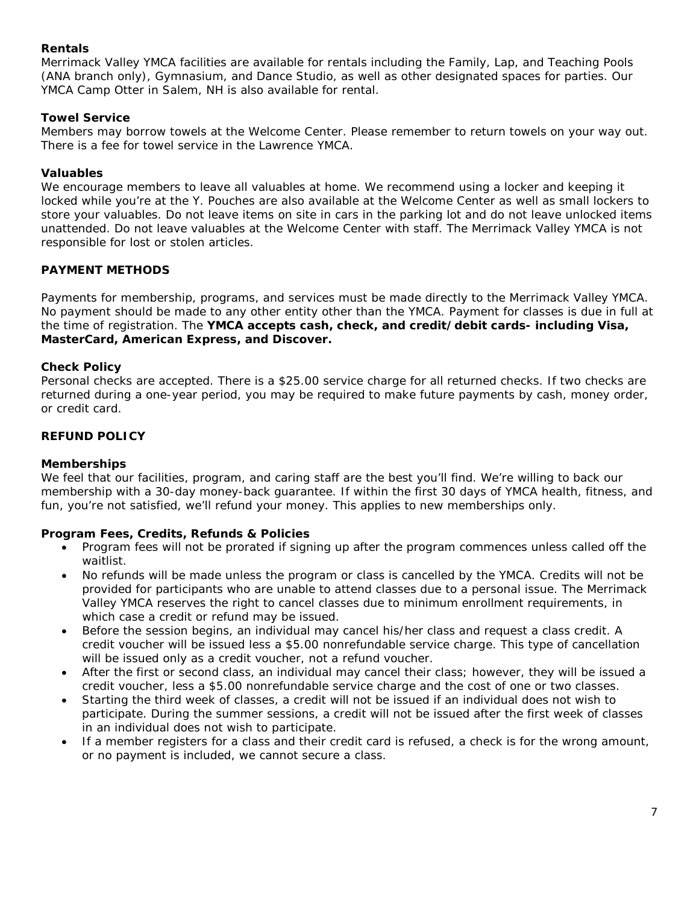### Rentals

Merrimack Valley YMCA facilities are available for rentals including the Family, Lap, and Teaching Pools (ANA branch only), Gymnasium, and Dance Studio, as well as other designated spaces for parties. Our YMCA Camp Otter in Salem, NH is also available for rental.

### Towel Service

Members may borrow towels at the Welcome Center. Please remember to return towels on your way out. There is a fee for towel service in the Lawrence YMCA.

### Valuables

We encourage members to leave all valuables at home. We recommend using a locker and keeping it locked while you're at the Y. Pouches are also available at the Welcome Center as well as small lockers to store your valuables. Do not leave items on site in cars in the parking lot and do not leave unlocked items unattended. Do not leave valuables at the Welcome Center with staff. The Merrimack Valley YMCA is not responsible for lost or stolen articles.

## PAYMENT METHODS

Payments for membership, programs, and services must be made directly to the Merrimack Valley YMCA. No payment should be made to any other entity other than the YMCA. Payment for classes is due in full at the time of registration. The **YMCA accepts cash, check, and credit/debit cards- including Visa, MasterCard, American Express, and Discover.**

### Check Policy

Personal checks are accepted. There is a $25.00 service charge for all returned checks. If two checks are returned during a one-year period, you may be required to make future payments by cash, money order, or credit card.

## REFUND POLICY

### Memberships

We feel that our facilities, program, and caring staff are the best you'll find. We're willing to back our membership with a 30-day money-back guarantee. If within the first 30 days of YMCA health, fitness, and fun, you're not satisfied, we'll refund your money. This applies to new memberships only.

### Program Fees, Credits, Refunds & Policies

- Program fees will not be prorated if signing up after the program commences unless called off the waitlist.
- No refunds will be made unless the program or class is cancelled by the YMCA. Credits will not be provided for participants who are unable to attend classes due to a personal issue. The Merrimack Valley YMCA reserves the right to cancel classes due to minimum enrollment requirements, in which case a credit or refund may be issued.
- Before the session begins, an individual may cancel his/her class and request a class credit. A credit voucher will be issued less a $5.00 nonrefundable service charge. This type of cancellation will be issued only as a credit voucher, not a refund voucher.
- After the first or second class, an individual may cancel their class; however, they will be issued a credit voucher, less a $5.00 nonrefundable service charge and the cost of one or two classes.
- Starting the third week of classes, a credit will not be issued if an individual does not wish to participate. During the summer sessions, a credit will not be issued after the first week of classes in an individual does not wish to participate.
- If a member registers for a class and their credit card is refused, a check is for the wrong amount, or no payment is included, we cannot secure a class.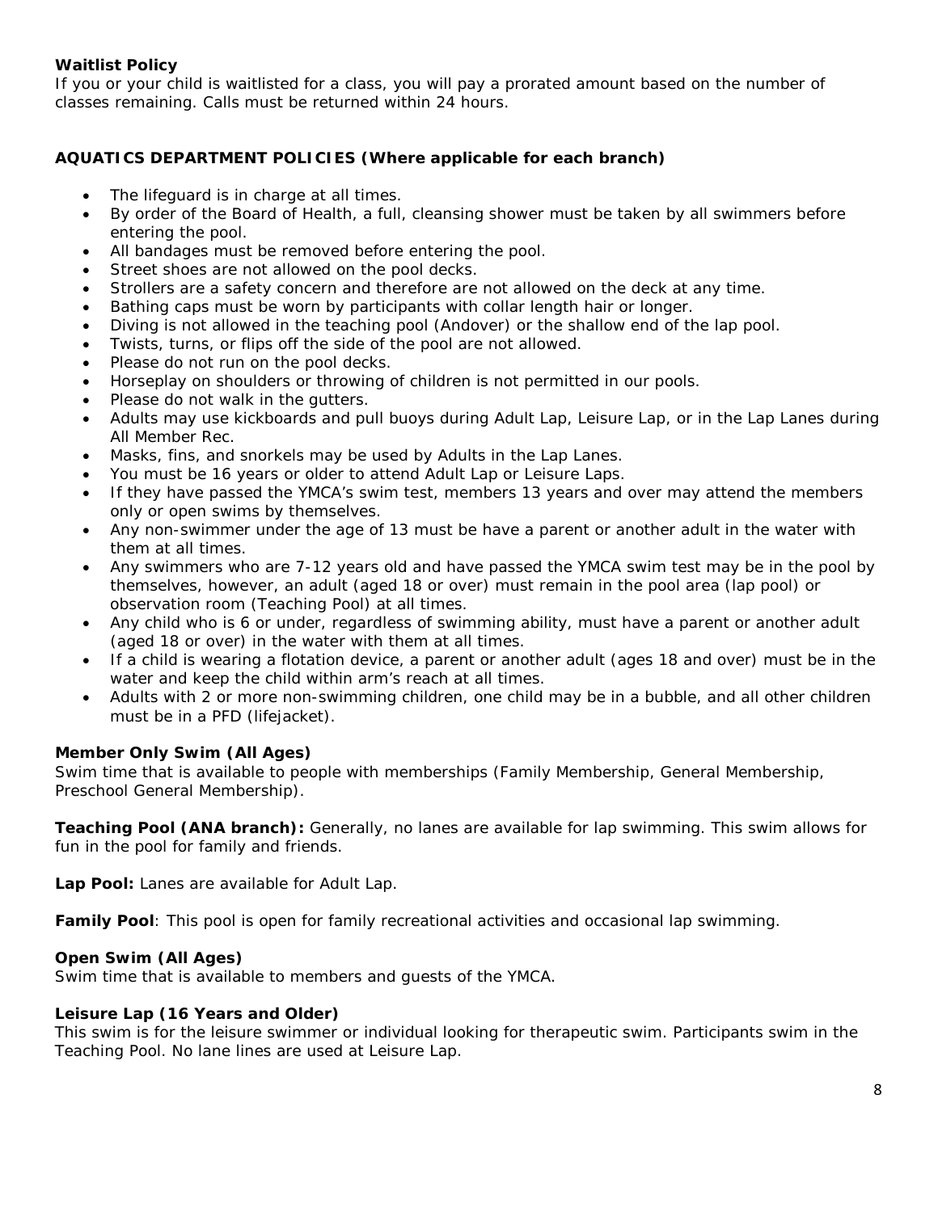**Waitlist Policy**

If you or your child is waitlisted for a class, you will pay a prorated amount based on the number of classes remaining. Calls must be returned within 24 hours.

**AQUATICS DEPARTMENT POLICIES (Where applicable for each branch)**

- The lifeguard is in charge at all times.
- By order of the Board of Health, a full, cleansing shower must be taken by all swimmers before entering the pool.
- All bandages must be removed before entering the pool.
- Street shoes are not allowed on the pool decks.
- Strollers are a safety concern and therefore are not allowed on the deck at any time.
- Bathing caps must be worn by participants with collar length hair or longer.
- Diving is not allowed in the teaching pool (Andover) or the shallow end of the lap pool.
- Twists, turns, or flips off the side of the pool are not allowed.
- Please do not run on the pool decks.
- Horseplay on shoulders or throwing of children is not permitted in our pools.
- Please do not walk in the gutters.
- Adults may use kickboards and pull buoys during Adult Lap, Leisure Lap, or in the Lap Lanes during All Member Rec.
- Masks, fins, and snorkels may be used by Adults in the Lap Lanes.
- You must be 16 years or older to attend Adult Lap or Leisure Laps.
- If they have passed the YMCA's swim test, members 13 years and over may attend the members only or open swims by themselves.
- Any non-swimmer under the age of 13 must be have a parent or another adult in the water with them at all times.
- Any swimmers who are 7-12 years old and have passed the YMCA swim test may be in the pool by themselves, however, an adult (aged 18 or over) must remain in the pool area (lap pool) or observation room (Teaching Pool) at all times.
- Any child who is 6 or under, regardless of swimming ability, must have a parent or another adult (aged 18 or over) in the water with them at all times.
- If a child is wearing a flotation device, a parent or another adult (ages 18 and over) must be in the water and keep the child within arm's reach at all times.
- Adults with 2 or more non-swimming children, one child may be in a bubble, and all other children must be in a PFD (lifejacket).

**Member Only Swim (All Ages)**

Swim time that is available to people with memberships (Family Membership, General Membership, Preschool General Membership).

**Teaching Pool (ANA branch):** Generally, no lanes are available for lap swimming. This swim allows for fun in the pool for family and friends.

**Lap Pool:** Lanes are available for Adult Lap.

**Family Pool**: This pool is open for family recreational activities and occasional lap swimming.

**Open Swim (All Ages)**

Swim time that is available to members and guests of the YMCA.

**Leisure Lap (16 Years and Older)**

This swim is for the leisure swimmer or individual looking for therapeutic swim. Participants swim in the Teaching Pool. No lane lines are used at Leisure Lap.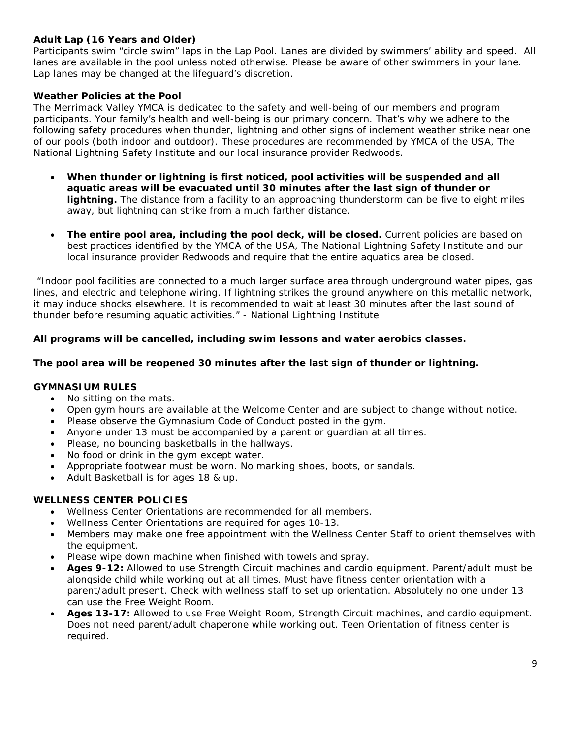**Adult Lap (16 Years and Older)**

Participants swim "circle swim" laps in the Lap Pool. Lanes are divided by swimmers' ability and speed. All lanes are available in the pool unless noted otherwise. Please be aware of other swimmers in your lane. Lap lanes may be changed at the lifeguard's discretion.

**Weather Policies at the Pool**

The Merrimack Valley YMCA is dedicated to the safety and well-being of our members and program participants. Your family's health and well-being is our primary concern. That's why we adhere to the following safety procedures when thunder, lightning and other signs of inclement weather strike near one of our pools (both indoor and outdoor). These procedures are recommended by YMCA of the USA, The National Lightning Safety Institute and our local insurance provider Redwoods.

- **When thunder or lightning is first noticed, pool activities will be suspended and all aquatic areas will be evacuated until 30 minutes after the last sign of thunder or lightning.** The distance from a facility to an approaching thunderstorm can be five to eight miles away, but lightning can strike from a much farther distance.
- **The entire pool area, including the pool deck, will be closed.** Current policies are based on best practices identified by the YMCA of the USA, The National Lightning Safety Institute and our local insurance provider Redwoods and require that the entire aquatics area be closed.

"Indoor pool facilities are connected to a much larger surface area through underground water pipes, gas lines, and electric and telephone wiring. If lightning strikes the ground anywhere on this metallic network, it may induce shocks elsewhere. It is recommended to wait at least 30 minutes after the last sound of thunder before resuming aquatic activities." - National Lightning Institute

**All programs will be cancelled, including swim lessons and water aerobics classes.**

**The pool area will be reopened 30 minutes after the last sign of thunder or lightning.**

**GYMNASIUM RULES**

- No sitting on the mats.
- Open gym hours are available at the Welcome Center and are subject to change without notice.
- Please observe the Gymnasium Code of Conduct posted in the gym.
- Anyone under 13 must be accompanied by a parent or guardian at all times.
- Please, no bouncing basketballs in the hallways.
- No food or drink in the gym except water.
- Appropriate footwear must be worn. No marking shoes, boots, or sandals.
- Adult Basketball is for ages 18 & up.

**WELLNESS CENTER POLICIES**

- Wellness Center Orientations are recommended for all members.
- Wellness Center Orientations are required for ages 10-13.
- Members may make one free appointment with the Wellness Center Staff to orient themselves with the equipment.
- Please wipe down machine when finished with towels and spray.
- **Ages 9-12:** Allowed to use Strength Circuit machines and cardio equipment. Parent/adult must be alongside child while working out at all times. Must have fitness center orientation with a parent/adult present. Check with wellness staff to set up orientation. Absolutely no one under 13 can use the Free Weight Room.
- **Ages 13-17:** Allowed to use Free Weight Room, Strength Circuit machines, and cardio equipment. Does not need parent/adult chaperone while working out. Teen Orientation of fitness center is required.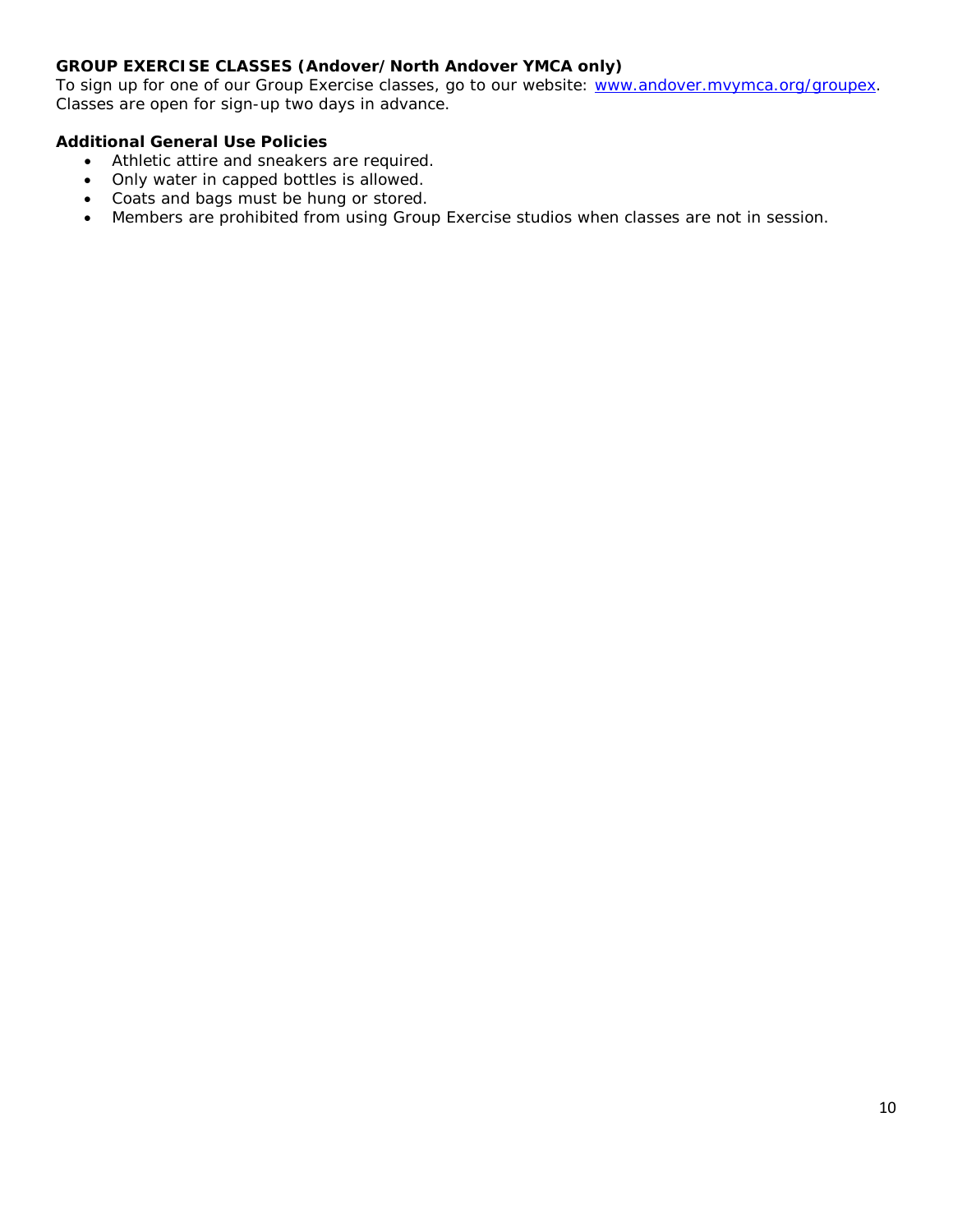**GROUP EXERCISE CLASSES (Andover/North Andover YMCA only)**
To sign up for one of our Group Exercise classes, go to our website: [www.andover.mvymca.org/groupex](http://www.andover.mvymca.org/groupex). Classes are open for sign-up two days in advance.

**Additional General Use Policies**

- Athletic attire and sneakers are required.
- Only water in capped bottles is allowed.
- Coats and bags must be hung or stored.
- Members are prohibited from using Group Exercise studios when classes are not in session.